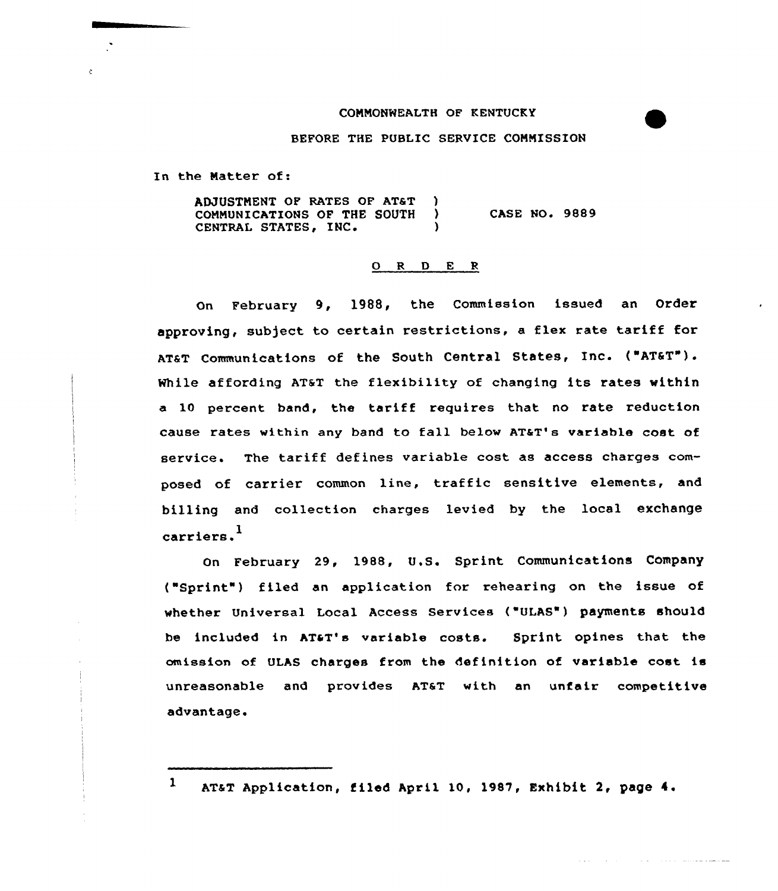COMMONWEALTH OF KENTUCKY

BEFORE THE PUBLIC SERVICE COMMISSION

In the Matter of:

ADJUSTMENT OF RATES OF AT&T COMMUNICATIONS OF THE SOUTH CENTRAL STATES, INC. ) CASE NO. 9889

## O R D E R

On February 9, 1988, the Commission issued an Order approving, subject to certain restrictions, a flex rate tariff for AT&T Communications of the South Central States, Inc. ("AT&T"). While affording AT&T the flexibility of changing its rates within a 10 percent band, the tariff requires that no rate reduction cause rates within any band to fall below AT&T's variable cost of service. The tariff defines variable cost as access charges composed of carrier common line, traffic sensitive elements, and billing and collection charges levied by the local exchange carriers.[1]

On February 29, 1988, U.S. Sprint Communications Company ("Sprint") filed an application for rehearing on the issue of whether Universal Local Access Services ("ULAS") payments should be included in AT&T's variable costs. Sprint opines that the omission of ULAS charges from the definition of variable cost is unreasonable and provides AT&T with an unfair competitive advantage.

---

[1] AT&T Application, filed April 10, 1987, Exhibit 2, page 4.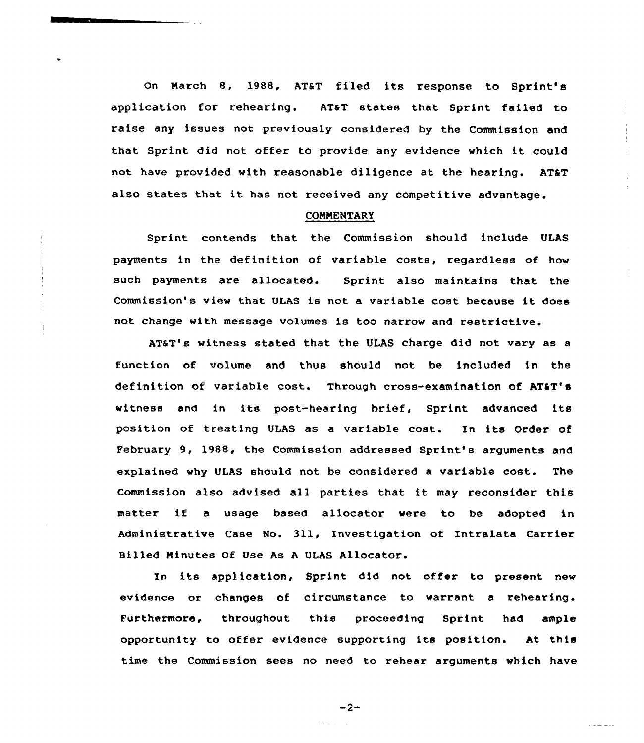On March 8, 1988, AT&T filed its response to Sprint's application for rehearing. AT&T states that Sprint failed to raise any issues not previously considered by the Commission and that Sprint did not offer to provide any evidence which it could not have provided with reasonable diligence at the hearing. AT&T also states that it has not received any competitive advantage.

## COMMENTARY

Sprint contends that the Commission should include ULAS payments in the definition of variable costs, regardless of how such payments are allocated. Sprint also maintains that the Commission's view that ULAS is not a variable cost because it does not change with message volumes is too narrow and restrictive.

AT&T's witness stated that the ULAS charge did not vary as a function of volume and thus should not be included in the definition of variable cost. Through cross-examination of AT&T's witness and in its post-hearing brief, Sprint advanced its position of treating ULAS as a variable cost. In its Order of February 9, 1988, the Commission addressed Sprint's arguments and explained why ULAS should not be considered a variable cost. The Commission also advised all parties that it may reconsider this matter if a usage based allocator were to be adopted in Administrative Case No. 311, Investigation of Intralata Carrier Billed Minutes Of Use As A ULAS Allocator.

In its application, Sprint did not offer to present new evidence or changes of circumstance to warrant a rehearing. Furthermore, throughout this proceeding Sprint had ample opportunity to offer evidence supporting its position. At this time the Commission sees no need to rehear arguments which have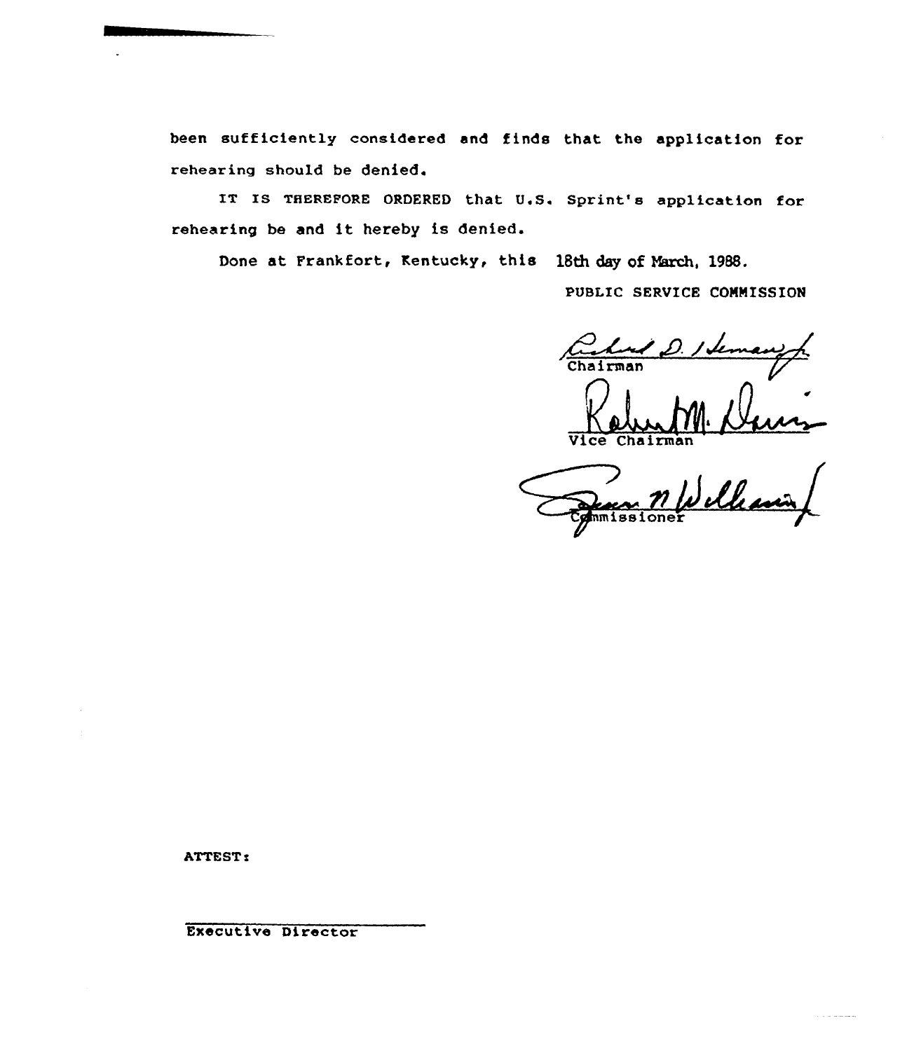been sufficiently considered and finds that the application for rehearing should be denied.

IT IS THEREFORE ORDERED that U.S. Sprint's application for rehearing be and it hereby is denied.

Done at Frankfort, Kentucky, this 18th day of March, 1988.

PUBLIC SERVICE COMMISSION

Chairman

Vice Chairman

Commissioner

ATTEST:

Executive Director